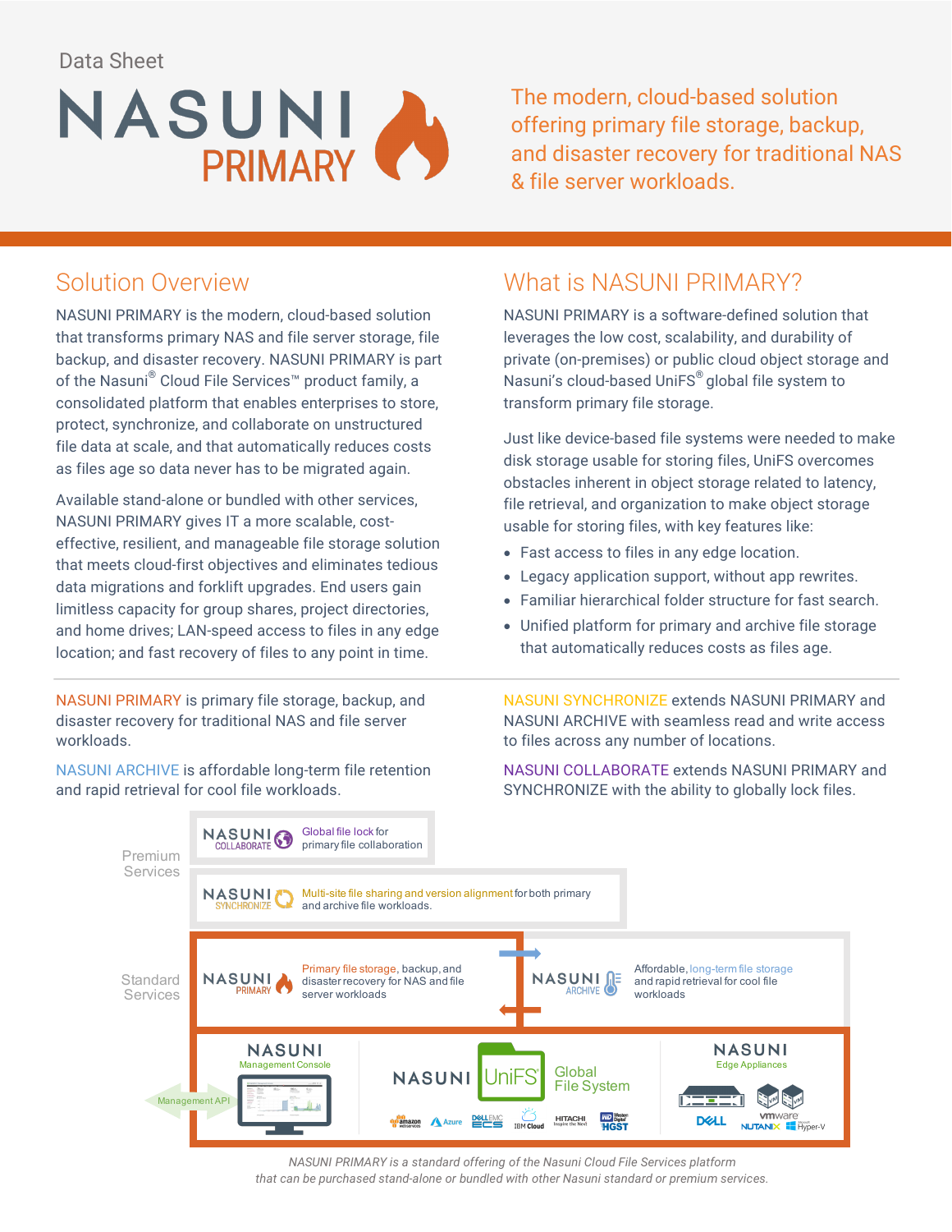Data Sheet

# NASUNI PRIMARY

The modern, cloud-based solution offering primary file storage, backup, and disaster recovery for traditional NAS & file server workloads.

## Solution Overview

NASUNI PRIMARY is the modern, cloud-based solution that transforms primary NAS and file server storage, file backup, and disaster recovery. NASUNI PRIMARY is part of the Nasuni® Cloud File Services™ product family, a consolidated platform that enables enterprises to store, protect, synchronize, and collaborate on unstructured file data at scale, and that automatically reduces costs as files age so data never has to be migrated again.

Available stand-alone or bundled with other services, NASUNI PRIMARY gives IT a more scalable, cost-effective, resilient, and manageable file storage solution that meets cloud-first objectives and eliminates tedious data migrations and forklift upgrades. End users gain limitless capacity for group shares, project directories, and home drives; LAN-speed access to files in any edge location; and fast recovery of files to any point in time.

## What is NASUNI PRIMARY?

NASUNI PRIMARY is a software-defined solution that leverages the low cost, scalability, and durability of private (on-premises) or public cloud object storage and Nasuni's cloud-based UniFS® global file system to transform primary file storage.

Just like device-based file systems were needed to make disk storage usable for storing files, UniFS overcomes obstacles inherent in object storage related to latency, file retrieval, and organization to make object storage usable for storing files, with key features like:

- Fast access to files in any edge location.
- Legacy application support, without app rewrites.
- Familiar hierarchical folder structure for fast search.
- Unified platform for primary and archive file storage that automatically reduces costs as files age.

---

NASUNI PRIMARY is primary file storage, backup, and disaster recovery for traditional NAS and file server workloads.

NASUNI ARCHIVE is affordable long-term file retention and rapid retrieval for cool file workloads.

NASUNI SYNCHRONIZE extends NASUNI PRIMARY and NASUNI ARCHIVE with seamless read and write access to files across any number of locations.

NASUNI COLLABORATE extends NASUNI PRIMARY and SYNCHRONIZE with the ability to globally lock files.

Premium Services

- NASUNI COLLABORATE: Global file lock for primary file collaboration
- NASUNI SYNCHRONIZE: Multi-site file sharing and version alignment for both primary and archive file workloads.

Standard Services

- NASUNI PRIMARY: Primary file storage, backup, and disaster recovery for NAS and file server workloads
- NASUNI ARCHIVE: Affordable, long-term file storage and rapid retrieval for cool file workloads

NASUNI Management Console — Management API

NASUNI UniFS Global File System — amazon webservices, Azure, DELL EMC ECS, IBM Cloud, HITACHI, WD HGST

NASUNI Edge Appliances — DELL, vmware, NUTANIX, Hyper-V

*NASUNI PRIMARY is a standard offering of the Nasuni Cloud File Services platform that can be purchased stand-alone or bundled with other Nasuni standard or premium services.*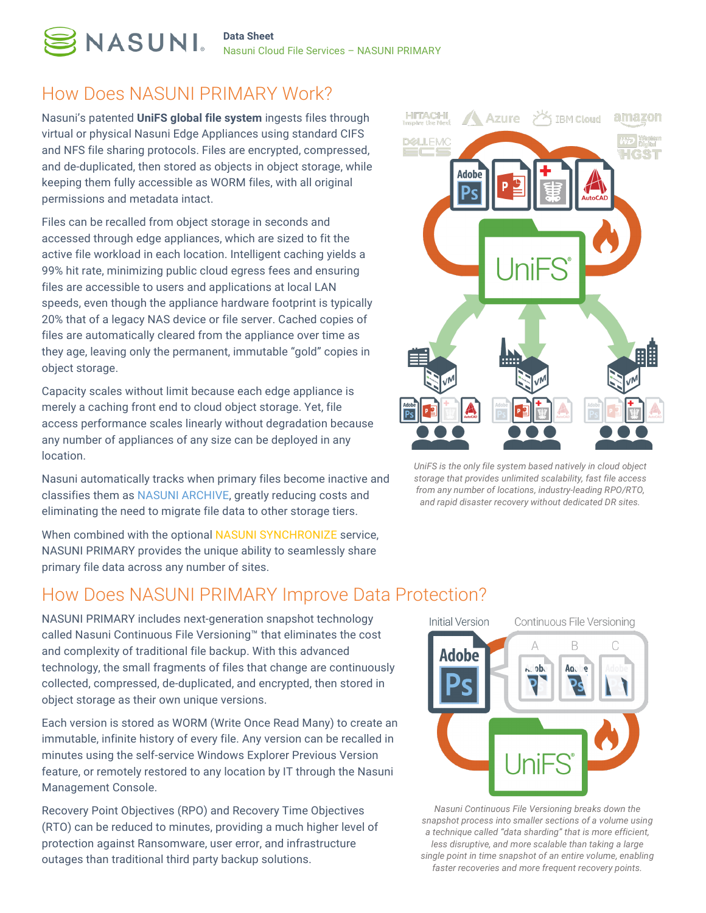## How Does NASUNI PRIMARY Work?

Nasuni's patented **UniFS global file system** ingests files through virtual or physical Nasuni Edge Appliances using standard CIFS and NFS file sharing protocols. Files are encrypted, compressed, and de-duplicated, then stored as objects in object storage, while keeping them fully accessible as WORM files, with all original permissions and metadata intact.

Files can be recalled from object storage in seconds and accessed through edge appliances, which are sized to fit the active file workload in each location. Intelligent caching yields a 99% hit rate, minimizing public cloud egress fees and ensuring files are accessible to users and applications at local LAN speeds, even though the appliance hardware footprint is typically 20% that of a legacy NAS device or file server. Cached copies of files are automatically cleared from the appliance over time as they age, leaving only the permanent, immutable "gold" copies in object storage.

Capacity scales without limit because each edge appliance is merely a caching front end to cloud object storage. Yet, file access performance scales linearly without degradation because any number of appliances of any size can be deployed in any location.

Nasuni automatically tracks when primary files become inactive and classifies them as NASUNI ARCHIVE, greatly reducing costs and eliminating the need to migrate file data to other storage tiers.

When combined with the optional NASUNI SYNCHRONIZE service, NASUNI PRIMARY provides the unique ability to seamlessly share primary file data across any number of sites.

*UniFS is the only file system based natively in cloud object storage that provides unlimited scalability, fast file access from any number of locations, industry-leading RPO/RTO, and rapid disaster recovery without dedicated DR sites.*

## How Does NASUNI PRIMARY Improve Data Protection?

NASUNI PRIMARY includes next-generation snapshot technology called Nasuni Continuous File Versioning™ that eliminates the cost and complexity of traditional file backup. With this advanced technology, the small fragments of files that change are continuously collected, compressed, de-duplicated, and encrypted, then stored in object storage as their own unique versions.

Each version is stored as WORM (Write Once Read Many) to create an immutable, infinite history of every file. Any version can be recalled in minutes using the self-service Windows Explorer Previous Version feature, or remotely restored to any location by IT through the Nasuni Management Console.

Recovery Point Objectives (RPO) and Recovery Time Objectives (RTO) can be reduced to minutes, providing a much higher level of protection against Ransomware, user error, and infrastructure outages than traditional third party backup solutions.

*Nasuni Continuous File Versioning breaks down the snapshot process into smaller sections of a volume using a technique called "data sharding" that is more efficient, less disruptive, and more scalable than taking a large single point in time snapshot of an entire volume, enabling faster recoveries and more frequent recovery points.*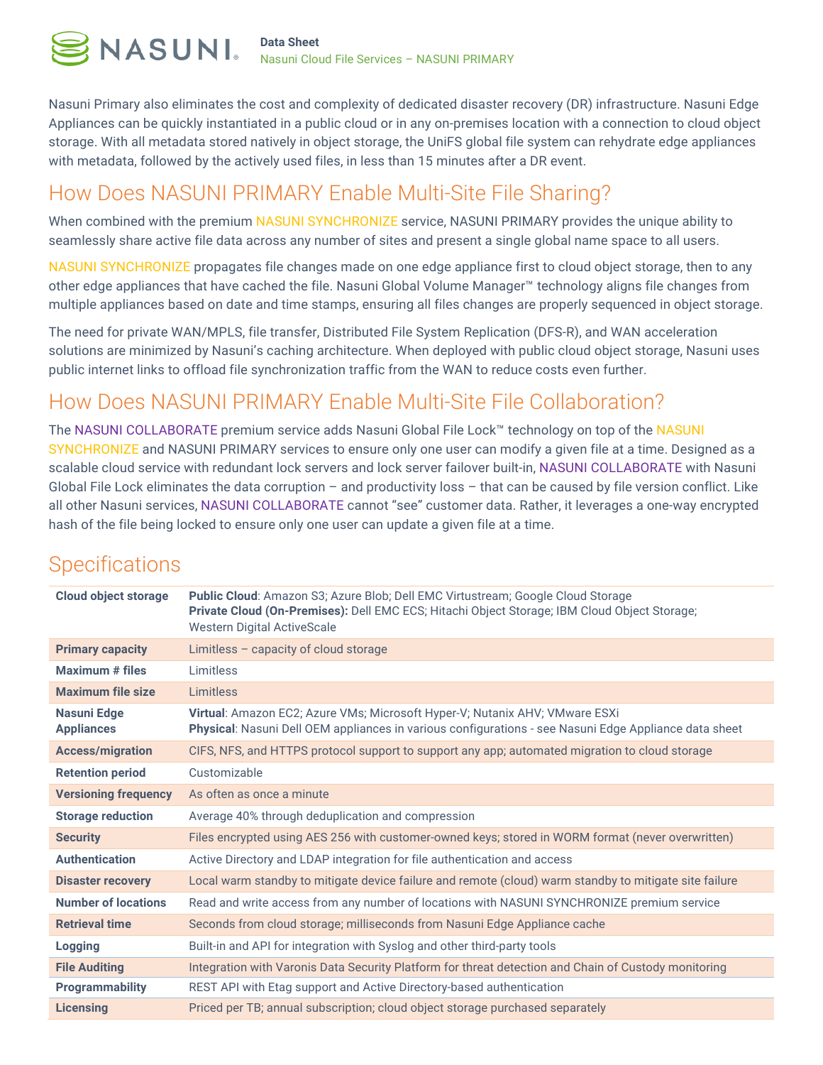Nasuni Primary also eliminates the cost and complexity of dedicated disaster recovery (DR) infrastructure. Nasuni Edge Appliances can be quickly instantiated in a public cloud or in any on-premises location with a connection to cloud object storage. With all metadata stored natively in object storage, the UniFS global file system can rehydrate edge appliances with metadata, followed by the actively used files, in less than 15 minutes after a DR event.

## How Does NASUNI PRIMARY Enable Multi-Site File Sharing?

When combined with the premium NASUNI SYNCHRONIZE service, NASUNI PRIMARY provides the unique ability to seamlessly share active file data across any number of sites and present a single global name space to all users.

NASUNI SYNCHRONIZE propagates file changes made on one edge appliance first to cloud object storage, then to any other edge appliances that have cached the file. Nasuni Global Volume Manager™ technology aligns file changes from multiple appliances based on date and time stamps, ensuring all files changes are properly sequenced in object storage.

The need for private WAN/MPLS, file transfer, Distributed File System Replication (DFS-R), and WAN acceleration solutions are minimized by Nasuni's caching architecture. When deployed with public cloud object storage, Nasuni uses public internet links to offload file synchronization traffic from the WAN to reduce costs even further.

## How Does NASUNI PRIMARY Enable Multi-Site File Collaboration?

The NASUNI COLLABORATE premium service adds Nasuni Global File Lock™ technology on top of the NASUNI SYNCHRONIZE and NASUNI PRIMARY services to ensure only one user can modify a given file at a time. Designed as a scalable cloud service with redundant lock servers and lock server failover built-in, NASUNI COLLABORATE with Nasuni Global File Lock eliminates the data corruption – and productivity loss – that can be caused by file version conflict. Like all other Nasuni services, NASUNI COLLABORATE cannot "see" customer data. Rather, it leverages a one-way encrypted hash of the file being locked to ensure only one user can update a given file at a time.

## Specifications

| | |
|---|---|
| **Cloud object storage** | **Public Cloud**: Amazon S3; Azure Blob; Dell EMC Virtustream; Google Cloud Storage<br>**Private Cloud (On-Premises):** Dell EMC ECS; Hitachi Object Storage; IBM Cloud Object Storage; Western Digital ActiveScale |
| **Primary capacity** | Limitless – capacity of cloud storage |
| **Maximum # files** | Limitless |
| **Maximum file size** | Limitless |
| **Nasuni Edge Appliances** | **Virtual**: Amazon EC2; Azure VMs; Microsoft Hyper-V; Nutanix AHV; VMware ESXi<br>**Physical**: Nasuni Dell OEM appliances in various configurations - see Nasuni Edge Appliance data sheet |
| **Access/migration** | CIFS, NFS, and HTTPS protocol support to support any app; automated migration to cloud storage |
| **Retention period** | Customizable |
| **Versioning frequency** | As often as once a minute |
| **Storage reduction** | Average 40% through deduplication and compression |
| **Security** | Files encrypted using AES 256 with customer-owned keys; stored in WORM format (never overwritten) |
| **Authentication** | Active Directory and LDAP integration for file authentication and access |
| **Disaster recovery** | Local warm standby to mitigate device failure and remote (cloud) warm standby to mitigate site failure |
| **Number of locations** | Read and write access from any number of locations with NASUNI SYNCHRONIZE premium service |
| **Retrieval time** | Seconds from cloud storage; milliseconds from Nasuni Edge Appliance cache |
| **Logging** | Built-in and API for integration with Syslog and other third-party tools |
| **File Auditing** | Integration with Varonis Data Security Platform for threat detection and Chain of Custody monitoring |
| **Programmability** | REST API with Etag support and Active Directory-based authentication |
| **Licensing** | Priced per TB; annual subscription; cloud object storage purchased separately |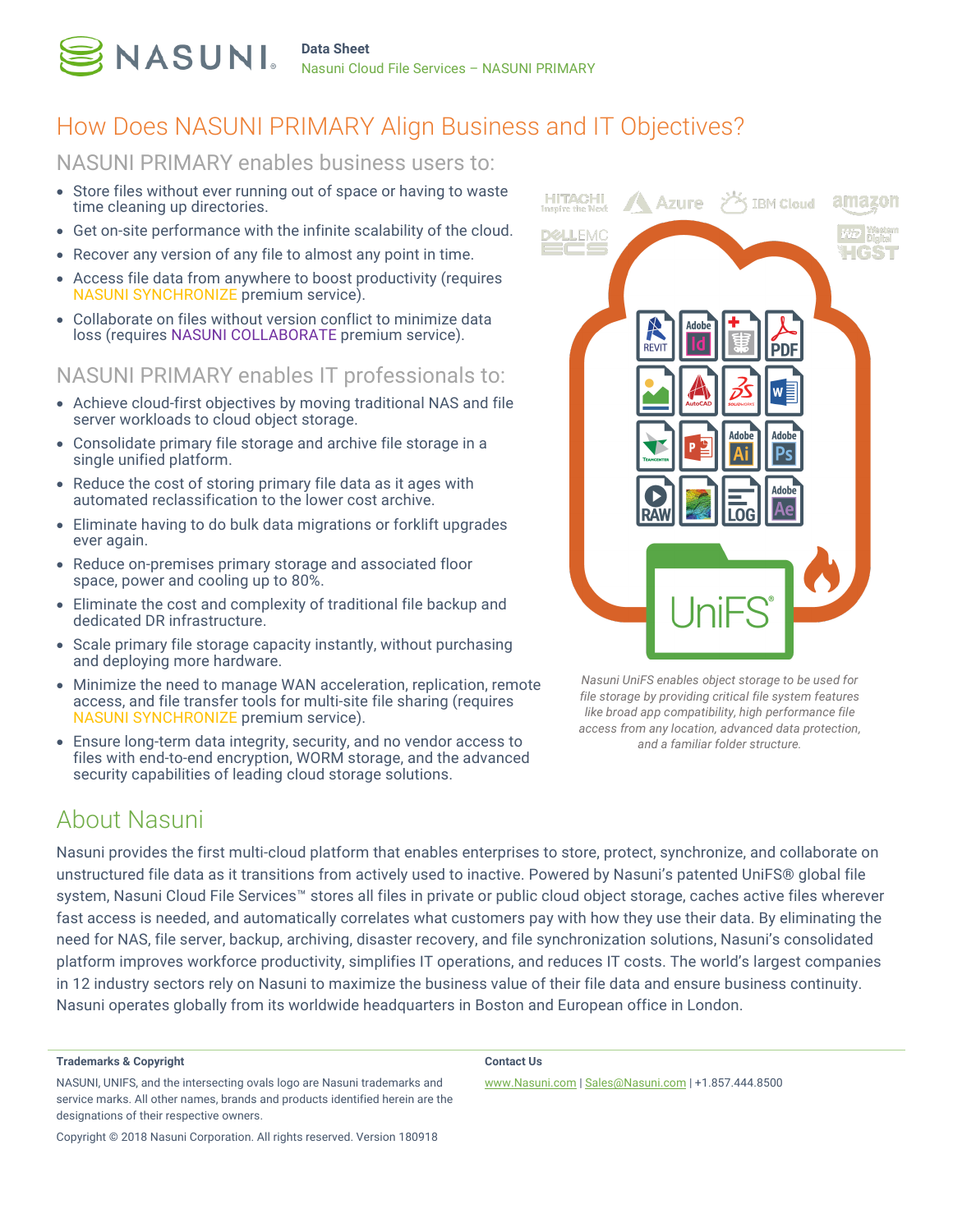# How Does NASUNI PRIMARY Align Business and IT Objectives?

## NASUNI PRIMARY enables business users to:

- Store files without ever running out of space or having to waste time cleaning up directories.
- Get on-site performance with the infinite scalability of the cloud.
- Recover any version of any file to almost any point in time.
- Access file data from anywhere to boost productivity (requires NASUNI SYNCHRONIZE premium service).
- Collaborate on files without version conflict to minimize data loss (requires NASUNI COLLABORATE premium service).

## NASUNI PRIMARY enables IT professionals to:

- Achieve cloud-first objectives by moving traditional NAS and file server workloads to cloud object storage.
- Consolidate primary file storage and archive file storage in a single unified platform.
- Reduce the cost of storing primary file data as it ages with automated reclassification to the lower cost archive.
- Eliminate having to do bulk data migrations or forklift upgrades ever again.
- Reduce on-premises primary storage and associated floor space, power and cooling up to 80%.
- Eliminate the cost and complexity of traditional file backup and dedicated DR infrastructure.
- Scale primary file storage capacity instantly, without purchasing and deploying more hardware.
- Minimize the need to manage WAN acceleration, replication, remote access, and file transfer tools for multi-site file sharing (requires NASUNI SYNCHRONIZE premium service).
- Ensure long-term data integrity, security, and no vendor access to files with end-to-end encryption, WORM storage, and the advanced security capabilities of leading cloud storage solutions.

*Nasuni UniFS enables object storage to be used for file storage by providing critical file system features like broad app compatibility, high performance file access from any location, advanced data protection, and a familiar folder structure.*

# About Nasuni

Nasuni provides the first multi-cloud platform that enables enterprises to store, protect, synchronize, and collaborate on unstructured file data as it transitions from actively used to inactive. Powered by Nasuni's patented UniFS® global file system, Nasuni Cloud File Services™ stores all files in private or public cloud object storage, caches active files wherever fast access is needed, and automatically correlates what customers pay with how they use their data. By eliminating the need for NAS, file server, backup, archiving, disaster recovery, and file synchronization solutions, Nasuni's consolidated platform improves workforce productivity, simplifies IT operations, and reduces IT costs. The world's largest companies in 12 industry sectors rely on Nasuni to maximize the business value of their file data and ensure business continuity. Nasuni operates globally from its worldwide headquarters in Boston and European office in London.

**Trademarks & Copyright**

NASUNI, UNIFS, and the intersecting ovals logo are Nasuni trademarks and service marks. All other names, brands and products identified herein are the designations of their respective owners.

Copyright © 2018 Nasuni Corporation. All rights reserved. Version 180918

**Contact Us**

www.Nasuni.com | Sales@Nasuni.com | +1.857.444.8500